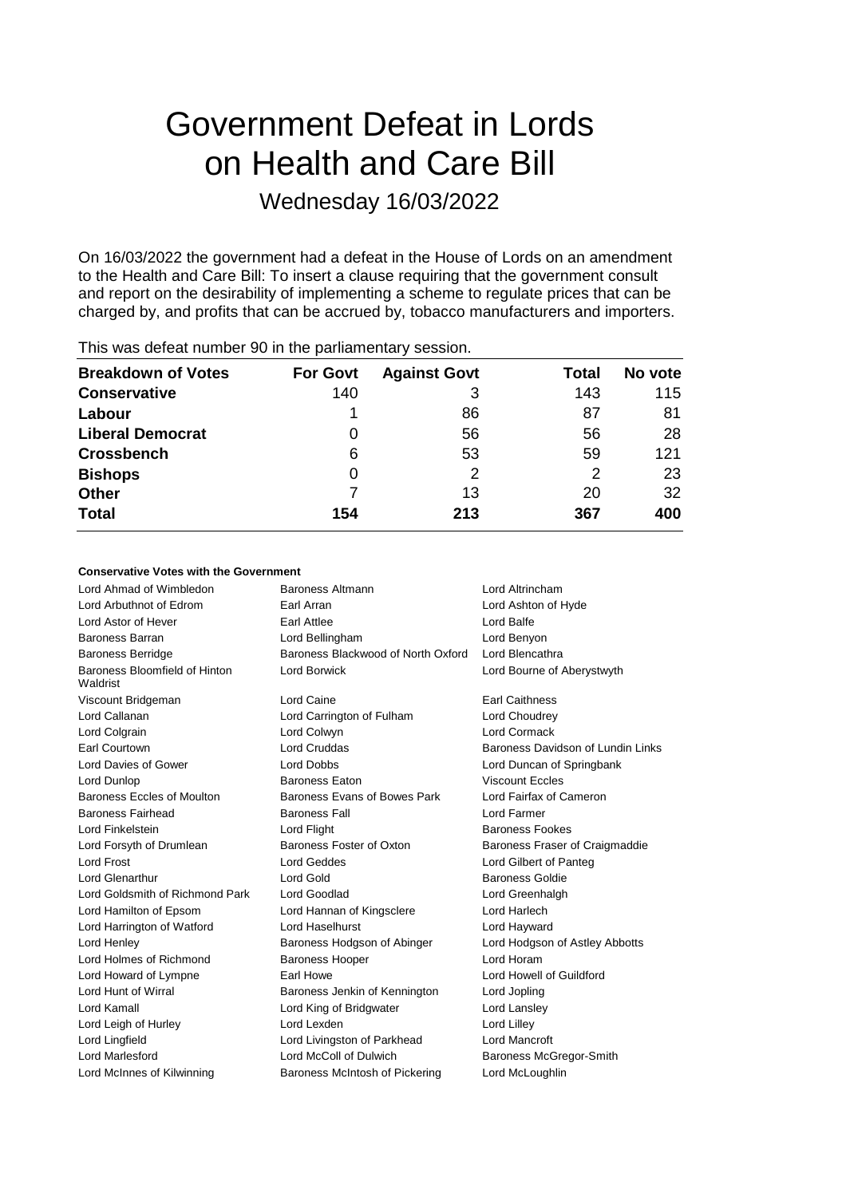# Government Defeat in Lords on Health and Care Bill

## Wednesday 16/03/2022

On 16/03/2022 the government had a defeat in the House of Lords on an amendment to the Health and Care Bill: To insert a clause requiring that the government consult and report on the desirability of implementing a scheme to regulate prices that can be charged by, and profits that can be accrued by, tobacco manufacturers and importers.

This was defeat number 90 in the parliamentary session.

| Breakdown of Votes | For Govt | Against Govt | Total | No vote |
|---|---|---|---|---|
| **Conservative** | 140 | 3 | 143 | 115 |
| **Labour** | 1 | 86 | 87 | 81 |
| **Liberal Democrat** | 0 | 56 | 56 | 28 |
| **Crossbench** | 6 | 53 | 59 | 121 |
| **Bishops** | 0 | 2 | 2 | 23 |
| **Other** | 7 | 13 | 20 | 32 |
| **Total** | **154** | **213** | **367** | **400** |

**Conservative Votes with the Government**

| | | |
|---|---|---|
| Lord Ahmad of Wimbledon | Baroness Altmann | Lord Altrincham |
| Lord Arbuthnot of Edrom | Earl Arran | Lord Ashton of Hyde |
| Lord Astor of Hever | Earl Attlee | Lord Balfe |
| Baroness Barran | Lord Bellingham | Lord Benyon |
| Baroness Berridge | Baroness Blackwood of North Oxford | Lord Blencathra |
| Baroness Bloomfield of Hinton Waldrist | Lord Borwick | Lord Bourne of Aberystwyth |
| Viscount Bridgeman | Lord Caine | Earl Caithness |
| Lord Callanan | Lord Carrington of Fulham | Lord Choudrey |
| Lord Colgrain | Lord Colwyn | Lord Cormack |
| Earl Courtown | Lord Cruddas | Baroness Davidson of Lundin Links |
| Lord Davies of Gower | Lord Dobbs | Lord Duncan of Springbank |
| Lord Dunlop | Baroness Eaton | Viscount Eccles |
| Baroness Eccles of Moulton | Baroness Evans of Bowes Park | Lord Fairfax of Cameron |
| Baroness Fairhead | Baroness Fall | Lord Farmer |
| Lord Finkelstein | Lord Flight | Baroness Fookes |
| Lord Forsyth of Drumlean | Baroness Foster of Oxton | Baroness Fraser of Craigmaddie |
| Lord Frost | Lord Geddes | Lord Gilbert of Panteg |
| Lord Glenarthur | Lord Gold | Baroness Goldie |
| Lord Goldsmith of Richmond Park | Lord Goodlad | Lord Greenhalgh |
| Lord Hamilton of Epsom | Lord Hannan of Kingsclere | Lord Harlech |
| Lord Harrington of Watford | Lord Haselhurst | Lord Hayward |
| Lord Henley | Baroness Hodgson of Abinger | Lord Hodgson of Astley Abbotts |
| Lord Holmes of Richmond | Baroness Hooper | Lord Horam |
| Lord Howard of Lympne | Earl Howe | Lord Howell of Guildford |
| Lord Hunt of Wirral | Baroness Jenkin of Kennington | Lord Jopling |
| Lord Kamall | Lord King of Bridgwater | Lord Lansley |
| Lord Leigh of Hurley | Lord Lexden | Lord Lilley |
| Lord Lingfield | Lord Livingston of Parkhead | Lord Mancroft |
| Lord Marlesford | Lord McColl of Dulwich | Baroness McGregor-Smith |
| Lord McInnes of Kilwinning | Baroness McIntosh of Pickering | Lord McLoughlin |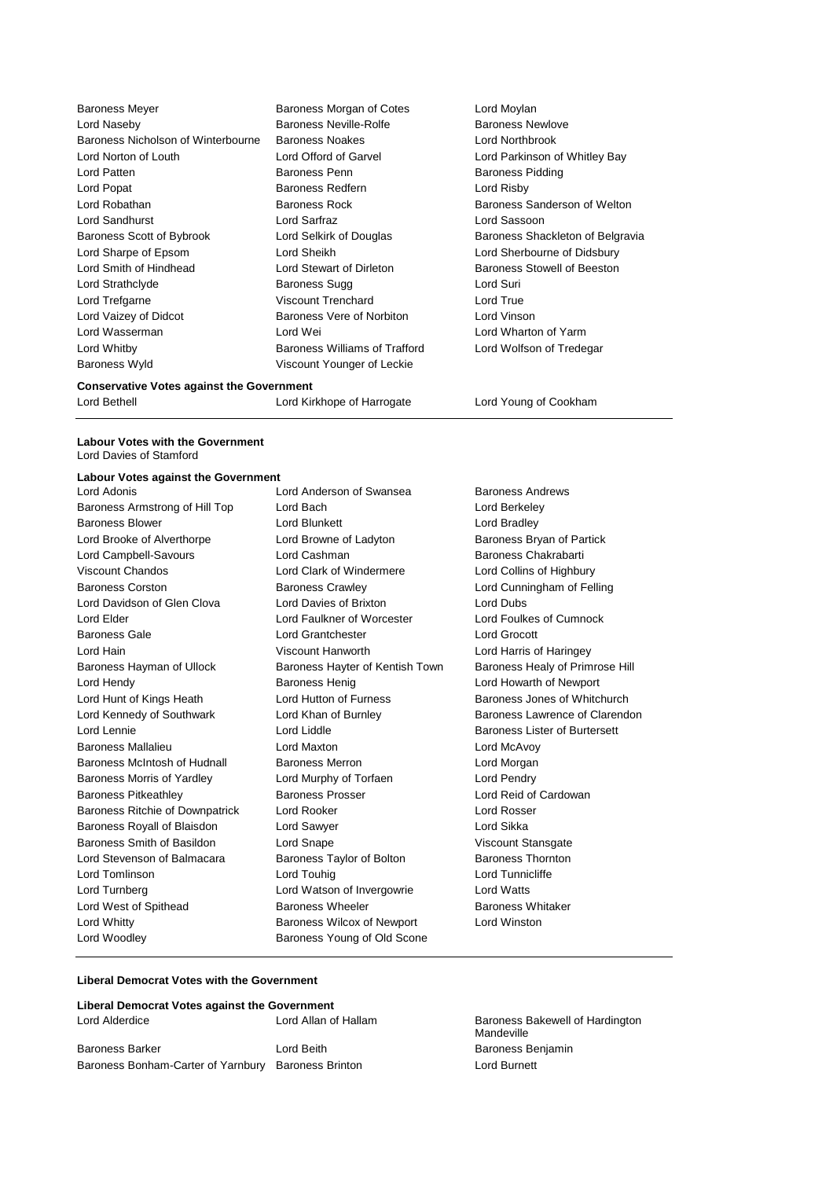| | | |
|---|---|---|
| Baroness Meyer | Baroness Morgan of Cotes | Lord Moylan |
| Lord Naseby | Baroness Neville-Rolfe | Baroness Newlove |
| Baroness Nicholson of Winterbourne | Baroness Noakes | Lord Northbrook |
| Lord Norton of Louth | Lord Offord of Garvel | Lord Parkinson of Whitley Bay |
| Lord Patten | Baroness Penn | Baroness Pidding |
| Lord Popat | Baroness Redfern | Lord Risby |
| Lord Robathan | Baroness Rock | Baroness Sanderson of Welton |
| Lord Sandhurst | Lord Sarfraz | Lord Sassoon |
| Baroness Scott of Bybrook | Lord Selkirk of Douglas | Baroness Shackleton of Belgravia |
| Lord Sharpe of Epsom | Lord Sheikh | Lord Sherbourne of Didsbury |
| Lord Smith of Hindhead | Lord Stewart of Dirleton | Baroness Stowell of Beeston |
| Lord Strathclyde | Baroness Sugg | Lord Suri |
| Lord Trefgarne | Viscount Trenchard | Lord True |
| Lord Vaizey of Didcot | Baroness Vere of Norbiton | Lord Vinson |
| Lord Wasserman | Lord Wei | Lord Wharton of Yarm |
| Lord Whitby | Baroness Williams of Trafford | Lord Wolfson of Tredegar |
| Baroness Wyld | Viscount Younger of Leckie | |

**Conservative Votes against the Government**

| | | |
|---|---|---|
| Lord Bethell | Lord Kirkhope of Harrogate | Lord Young of Cookham |

**Labour Votes with the Government**

Lord Davies of Stamford

**Labour Votes against the Government**

| | | |
|---|---|---|
| Lord Adonis | Lord Anderson of Swansea | Baroness Andrews |
| Baroness Armstrong of Hill Top | Lord Bach | Lord Berkeley |
| Baroness Blower | Lord Blunkett | Lord Bradley |
| Lord Brooke of Alverthorpe | Lord Browne of Ladyton | Baroness Bryan of Partick |
| Lord Campbell-Savours | Lord Cashman | Baroness Chakrabarti |
| Viscount Chandos | Lord Clark of Windermere | Lord Collins of Highbury |
| Baroness Corston | Baroness Crawley | Lord Cunningham of Felling |
| Lord Davidson of Glen Clova | Lord Davies of Brixton | Lord Dubs |
| Lord Elder | Lord Faulkner of Worcester | Lord Foulkes of Cumnock |
| Baroness Gale | Lord Grantchester | Lord Grocott |
| Lord Hain | Viscount Hanworth | Lord Harris of Haringey |
| Baroness Hayman of Ullock | Baroness Hayter of Kentish Town | Baroness Healy of Primrose Hill |
| Lord Hendy | Baroness Henig | Lord Howarth of Newport |
| Lord Hunt of Kings Heath | Lord Hutton of Furness | Baroness Jones of Whitchurch |
| Lord Kennedy of Southwark | Lord Khan of Burnley | Baroness Lawrence of Clarendon |
| Lord Lennie | Lord Liddle | Baroness Lister of Burtersett |
| Baroness Mallalieu | Lord Maxton | Lord McAvoy |
| Baroness McIntosh of Hudnall | Baroness Merron | Lord Morgan |
| Baroness Morris of Yardley | Lord Murphy of Torfaen | Lord Pendry |
| Baroness Pitkeathley | Baroness Prosser | Lord Reid of Cardowan |
| Baroness Ritchie of Downpatrick | Lord Rooker | Lord Rosser |
| Baroness Royall of Blaisdon | Lord Sawyer | Lord Sikka |
| Baroness Smith of Basildon | Lord Snape | Viscount Stansgate |
| Lord Stevenson of Balmacara | Baroness Taylor of Bolton | Baroness Thornton |
| Lord Tomlinson | Lord Touhig | Lord Tunnicliffe |
| Lord Turnberg | Lord Watson of Invergowrie | Lord Watts |
| Lord West of Spithead | Baroness Wheeler | Baroness Whitaker |
| Lord Whitty | Baroness Wilcox of Newport | Lord Winston |
| Lord Woodley | Baroness Young of Old Scone | |

**Liberal Democrat Votes with the Government**

**Liberal Democrat Votes against the Government**

| | | |
|---|---|---|
| Lord Alderdice | Lord Allan of Hallam | Baroness Bakewell of Hardington Mandeville |
| Baroness Barker | Lord Beith | Baroness Benjamin |
| Baroness Bonham-Carter of Yarnbury | Baroness Brinton | Lord Burnett |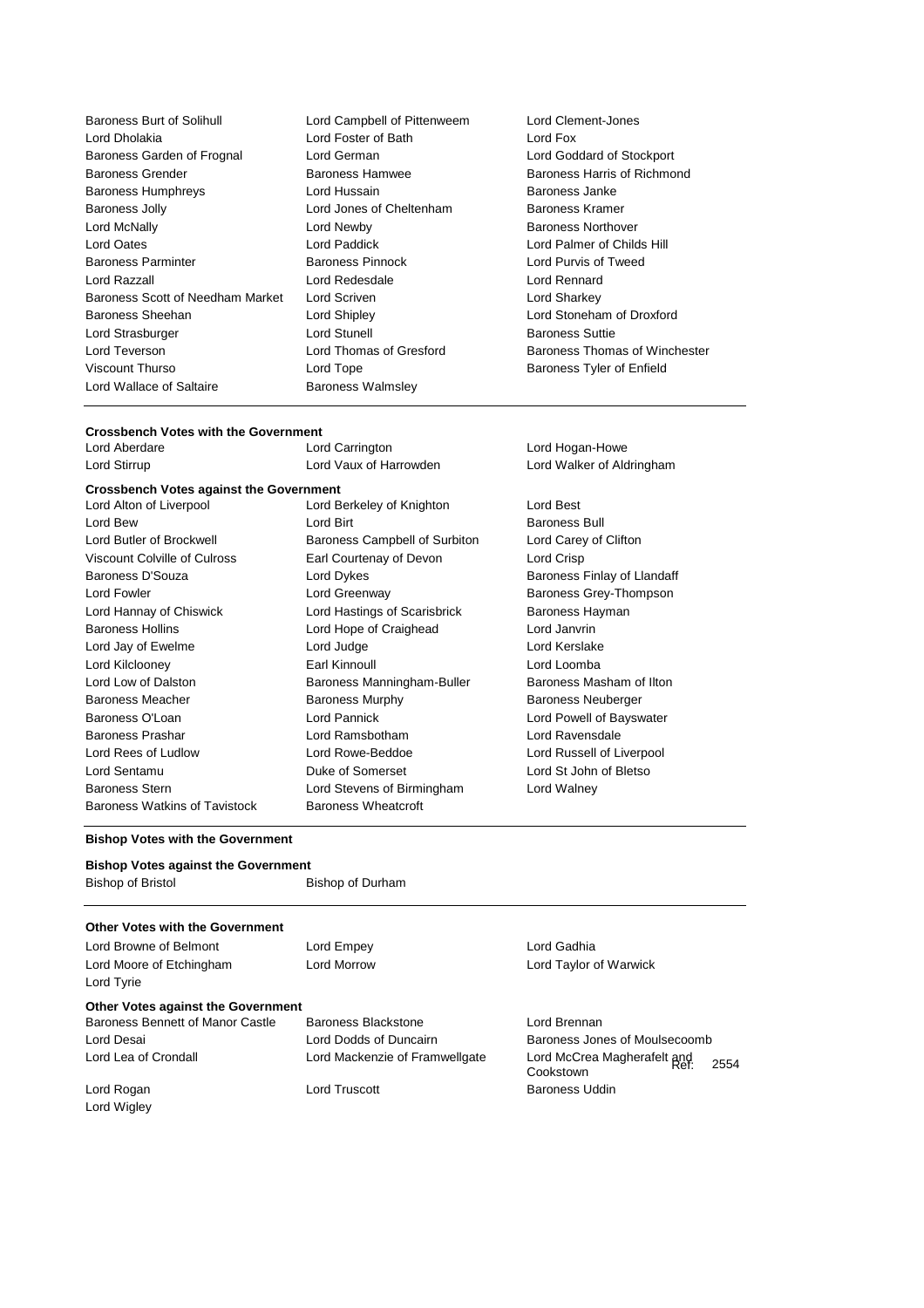Baroness Burt of Solihull
Lord Campbell of Pittenweem
Lord Clement-Jones
Lord Dholakia
Lord Foster of Bath
Lord Fox
Baroness Garden of Frognal
Lord German
Lord Goddard of Stockport
Baroness Grender
Baroness Hamwee
Baroness Harris of Richmond
Baroness Humphreys
Lord Hussain
Baroness Janke
Baroness Jolly
Lord Jones of Cheltenham
Baroness Kramer
Lord McNally
Lord Newby
Baroness Northover
Lord Oates
Lord Paddick
Lord Palmer of Childs Hill
Baroness Parminter
Baroness Pinnock
Lord Purvis of Tweed
Lord Razzall
Lord Redesdale
Lord Rennard
Baroness Scott of Needham Market
Lord Scriven
Lord Sharkey
Baroness Sheehan
Lord Shipley
Lord Stoneham of Droxford
Lord Strasburger
Lord Stunell
Baroness Suttie
Lord Teverson
Lord Thomas of Gresford
Baroness Thomas of Winchester
Viscount Thurso
Lord Tope
Baroness Tyler of Enfield
Lord Wallace of Saltaire
Baroness Walmsley

**Crossbench Votes with the Government**

Lord Aberdare
Lord Carrington
Lord Hogan-Howe
Lord Stirrup
Lord Vaux of Harrowden
Lord Walker of Aldringham

**Crossbench Votes against the Government**

Lord Alton of Liverpool
Lord Berkeley of Knighton
Lord Best
Lord Bew
Lord Birt
Baroness Bull
Lord Butler of Brockwell
Baroness Campbell of Surbiton
Lord Carey of Clifton
Viscount Colville of Culross
Earl Courtenay of Devon
Lord Crisp
Baroness D'Souza
Lord Dykes
Baroness Finlay of Llandaff
Lord Fowler
Lord Greenway
Baroness Grey-Thompson
Lord Hannay of Chiswick
Lord Hastings of Scarisbrick
Baroness Hayman
Baroness Hollins
Lord Hope of Craighead
Lord Janvrin
Lord Jay of Ewelme
Lord Judge
Lord Kerslake
Lord Kilclooney
Earl Kinnoull
Lord Loomba
Lord Low of Dalston
Baroness Manningham-Buller
Baroness Masham of Ilton
Baroness Meacher
Baroness Murphy
Baroness Neuberger
Baroness O'Loan
Lord Pannick
Lord Powell of Bayswater
Baroness Prashar
Lord Ramsbotham
Lord Ravensdale
Lord Rees of Ludlow
Lord Rowe-Beddoe
Lord Russell of Liverpool
Lord Sentamu
Duke of Somerset
Lord St John of Bletso
Baroness Stern
Lord Stevens of Birmingham
Lord Walney
Baroness Watkins of Tavistock
Baroness Wheatcroft

**Bishop Votes with the Government**

**Bishop Votes against the Government**

Bishop of Bristol
Bishop of Durham

**Other Votes with the Government**

Lord Browne of Belmont
Lord Empey
Lord Gadhia
Lord Moore of Etchingham
Lord Morrow
Lord Taylor of Warwick
Lord Tyrie

**Other Votes against the Government**

Baroness Bennett of Manor Castle
Baroness Blackstone
Lord Brennan
Lord Desai
Lord Dodds of Duncairn
Baroness Jones of Moulsecoomb
Lord Lea of Crondall
Lord Mackenzie of Framwellgate
Lord McCrea Magherafelt and Cookstown
Lord Rogan
Lord Truscott
Baroness Uddin
Lord Wigley

Ref: 2554